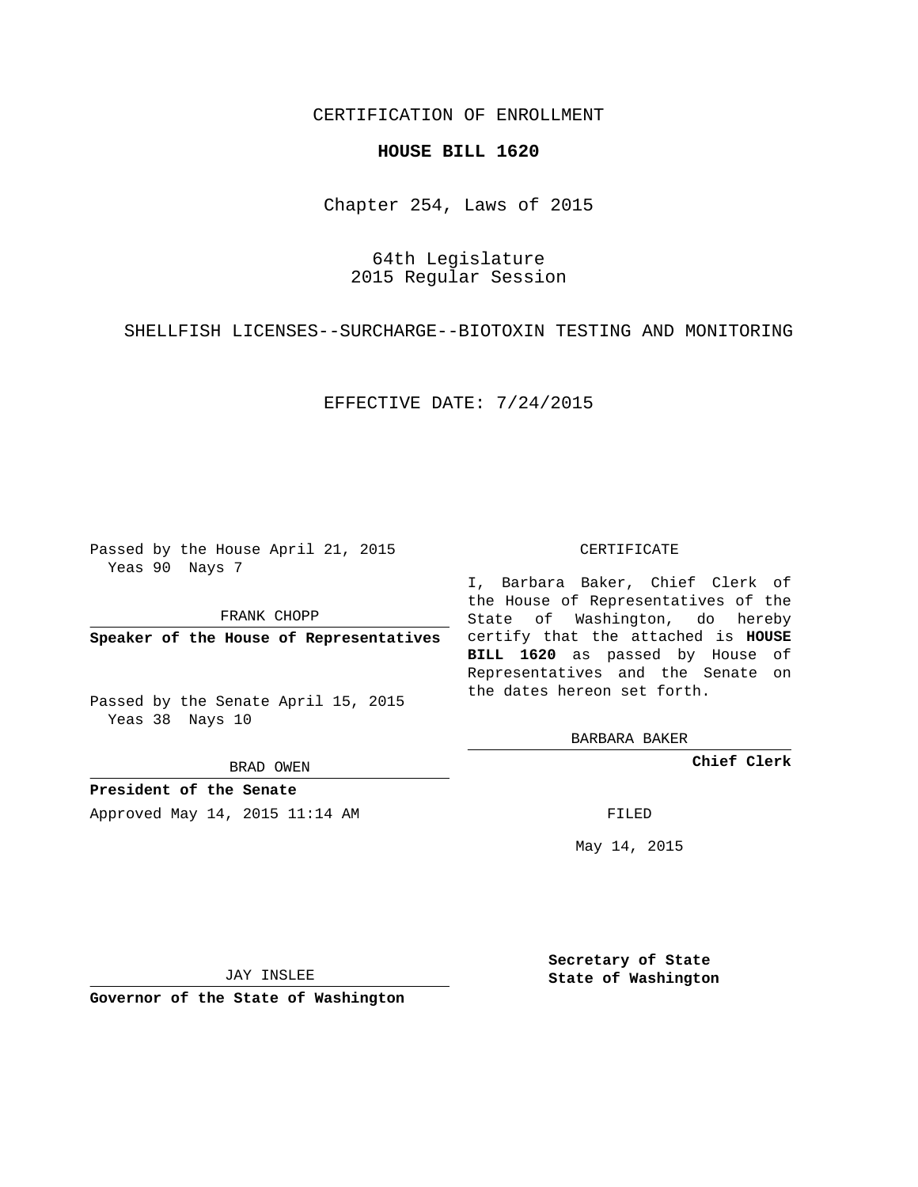CERTIFICATION OF ENROLLMENT

**HOUSE BILL 1620**

Chapter 254, Laws of 2015

64th Legislature
2015 Regular Session

SHELLFISH LICENSES--SURCHARGE--BIOTOXIN TESTING AND MONITORING

EFFECTIVE DATE: 7/24/2015

Passed by the House April 21, 2015
Yeas 90 Nays 7

FRANK CHOPP

**Speaker of the House of Representatives**

Passed by the Senate April 15, 2015
Yeas 38 Nays 10

BRAD OWEN

**President of the Senate**

Approved May 14, 2015 11:14 AM

JAY INSLEE

**Governor of the State of Washington**

CERTIFICATE

I, Barbara Baker, Chief Clerk of the House of Representatives of the State of Washington, do hereby certify that the attached is **HOUSE BILL 1620** as passed by House of Representatives and the Senate on the dates hereon set forth.

BARBARA BAKER

**Chief Clerk**

FILED

May 14, 2015

**Secretary of State**
**State of Washington**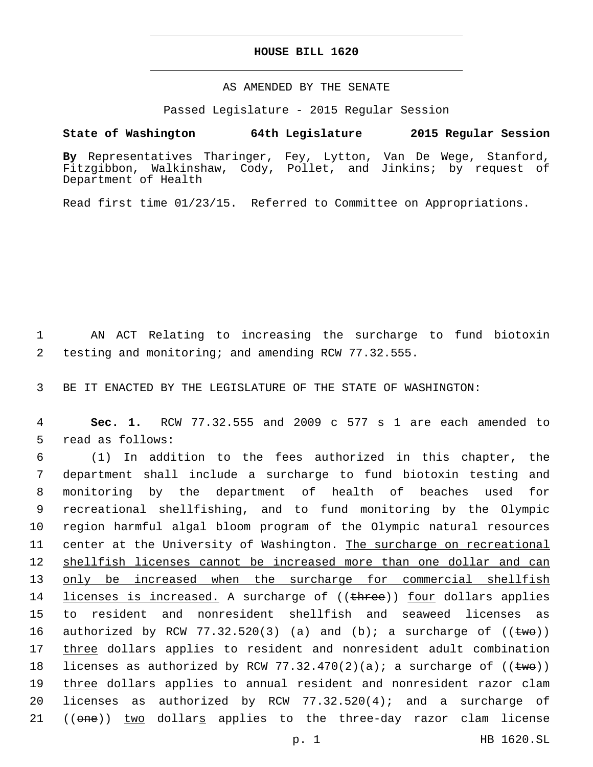# HOUSE BILL 1620

AS AMENDED BY THE SENATE

Passed Legislature - 2015 Regular Session

**State of Washington 64th Legislature 2015 Regular Session**

**By** Representatives Tharinger, Fey, Lytton, Van De Wege, Stanford, Fitzgibbon, Walkinshaw, Cody, Pollet, and Jinkins; by request of Department of Health

Read first time 01/23/15. Referred to Committee on Appropriations.

1 AN ACT Relating to increasing the surcharge to fund biotoxin
2 testing and monitoring; and amending RCW 77.32.555.

3 BE IT ENACTED BY THE LEGISLATURE OF THE STATE OF WASHINGTON:

4 **Sec. 1.** RCW 77.32.555 and 2009 c 577 s 1 are each amended to
5 read as follows:

6 (1) In addition to the fees authorized in this chapter, the
7 department shall include a surcharge to fund biotoxin testing and
8 monitoring by the department of health of beaches used for
9 recreational shellfishing, and to fund monitoring by the Olympic
10 region harmful algal bloom program of the Olympic natural resources
11 center at the University of Washington. <u>The surcharge on recreational</u>
12 <u>shellfish licenses cannot be increased more than one dollar and can</u>
13 <u>only be increased when the surcharge for commercial shellfish</u>
14 <u>licenses is increased.</u> A surcharge of ((~~three~~)) <u>four</u> dollars applies
15 to resident and nonresident shellfish and seaweed licenses as
16 authorized by RCW 77.32.520(3) (a) and (b); a surcharge of ((~~two~~))
17 <u>three</u> dollars applies to resident and nonresident adult combination
18 licenses as authorized by RCW 77.32.470(2)(a); a surcharge of ((~~two~~))
19 <u>three</u> dollars applies to annual resident and nonresident razor clam
20 licenses as authorized by RCW 77.32.520(4); and a surcharge of
21 ((~~one~~)) <u>two</u> dollar<u>s</u> applies to the three-day razor clam license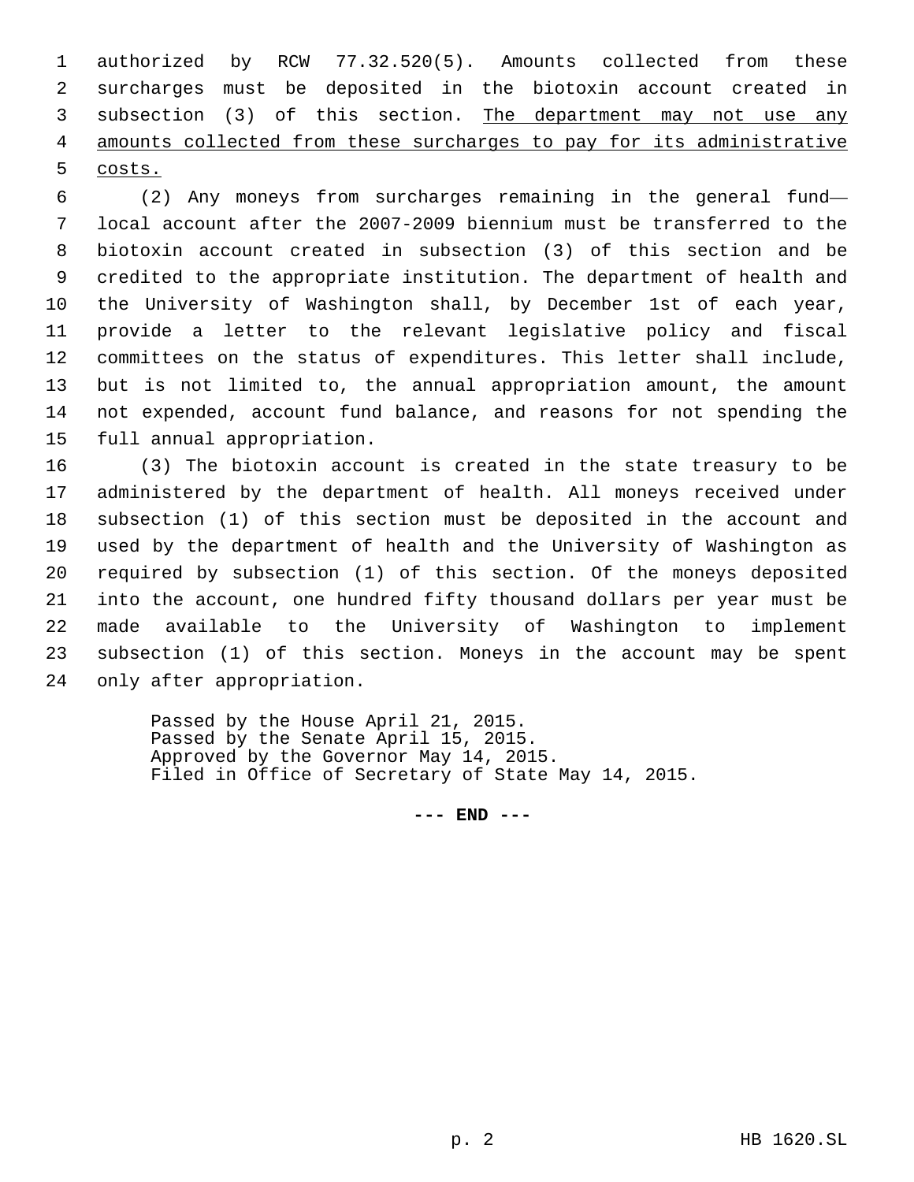authorized by RCW 77.32.520(5). Amounts collected from these surcharges must be deposited in the biotoxin account created in subsection (3) of this section. <u>The department may not use any amounts collected from these surcharges to pay for its administrative costs.</u>

(2) Any moneys from surcharges remaining in the general fund—local account after the 2007-2009 biennium must be transferred to the biotoxin account created in subsection (3) of this section and be credited to the appropriate institution. The department of health and the University of Washington shall, by December 1st of each year, provide a letter to the relevant legislative policy and fiscal committees on the status of expenditures. This letter shall include, but is not limited to, the annual appropriation amount, the amount not expended, account fund balance, and reasons for not spending the full annual appropriation.

(3) The biotoxin account is created in the state treasury to be administered by the department of health. All moneys received under subsection (1) of this section must be deposited in the account and used by the department of health and the University of Washington as required by subsection (1) of this section. Of the moneys deposited into the account, one hundred fifty thousand dollars per year must be made available to the University of Washington to implement subsection (1) of this section. Moneys in the account may be spent only after appropriation.

Passed by the House April 21, 2015.
Passed by the Senate April 15, 2015.
Approved by the Governor May 14, 2015.
Filed in Office of Secretary of State May 14, 2015.

**--- END ---**